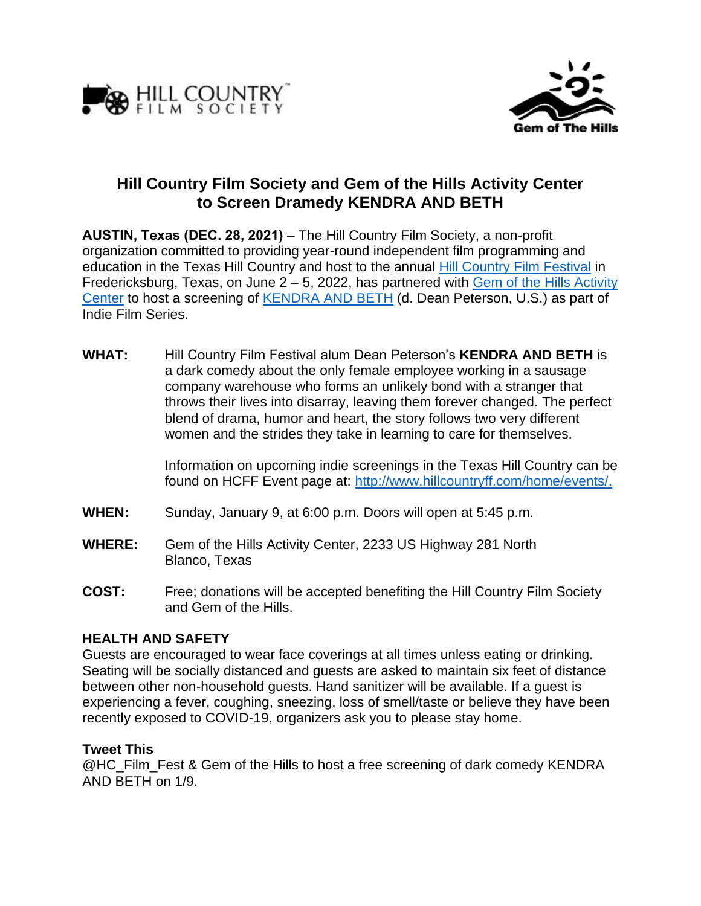HILL COUNTRY FILM SOCIETY

Gem of The Hills

# Hill Country Film Society and Gem of the Hills Activity Center to Screen Dramedy KENDRA AND BETH

**AUSTIN, Texas (DEC. 28, 2021)** – The Hill Country Film Society, a non-profit organization committed to providing year-round independent film programming and education in the Texas Hill Country and host to the annual Hill Country Film Festival in Fredericksburg, Texas, on June 2 – 5, 2022, has partnered with Gem of the Hills Activity Center to host a screening of KENDRA AND BETH (d. Dean Peterson, U.S.) as part of Indie Film Series.

**WHAT:** Hill Country Film Festival alum Dean Peterson's **KENDRA AND BETH** is a dark comedy about the only female employee working in a sausage company warehouse who forms an unlikely bond with a stranger that throws their lives into disarray, leaving them forever changed. The perfect blend of drama, humor and heart, the story follows two very different women and the strides they take in learning to care for themselves.

Information on upcoming indie screenings in the Texas Hill Country can be found on HCFF Event page at: http://www.hillcountryff.com/home/events/.

**WHEN:** Sunday, January 9, at 6:00 p.m. Doors will open at 5:45 p.m.

**WHERE:** Gem of the Hills Activity Center, 2233 US Highway 281 North Blanco, Texas

**COST:** Free; donations will be accepted benefiting the Hill Country Film Society and Gem of the Hills.

**HEALTH AND SAFETY**

Guests are encouraged to wear face coverings at all times unless eating or drinking. Seating will be socially distanced and guests are asked to maintain six feet of distance between other non-household guests. Hand sanitizer will be available. If a guest is experiencing a fever, coughing, sneezing, loss of smell/taste or believe they have been recently exposed to COVID-19, organizers ask you to please stay home.

**Tweet This**

@HC_Film_Fest & Gem of the Hills to host a free screening of dark comedy KENDRA AND BETH on 1/9.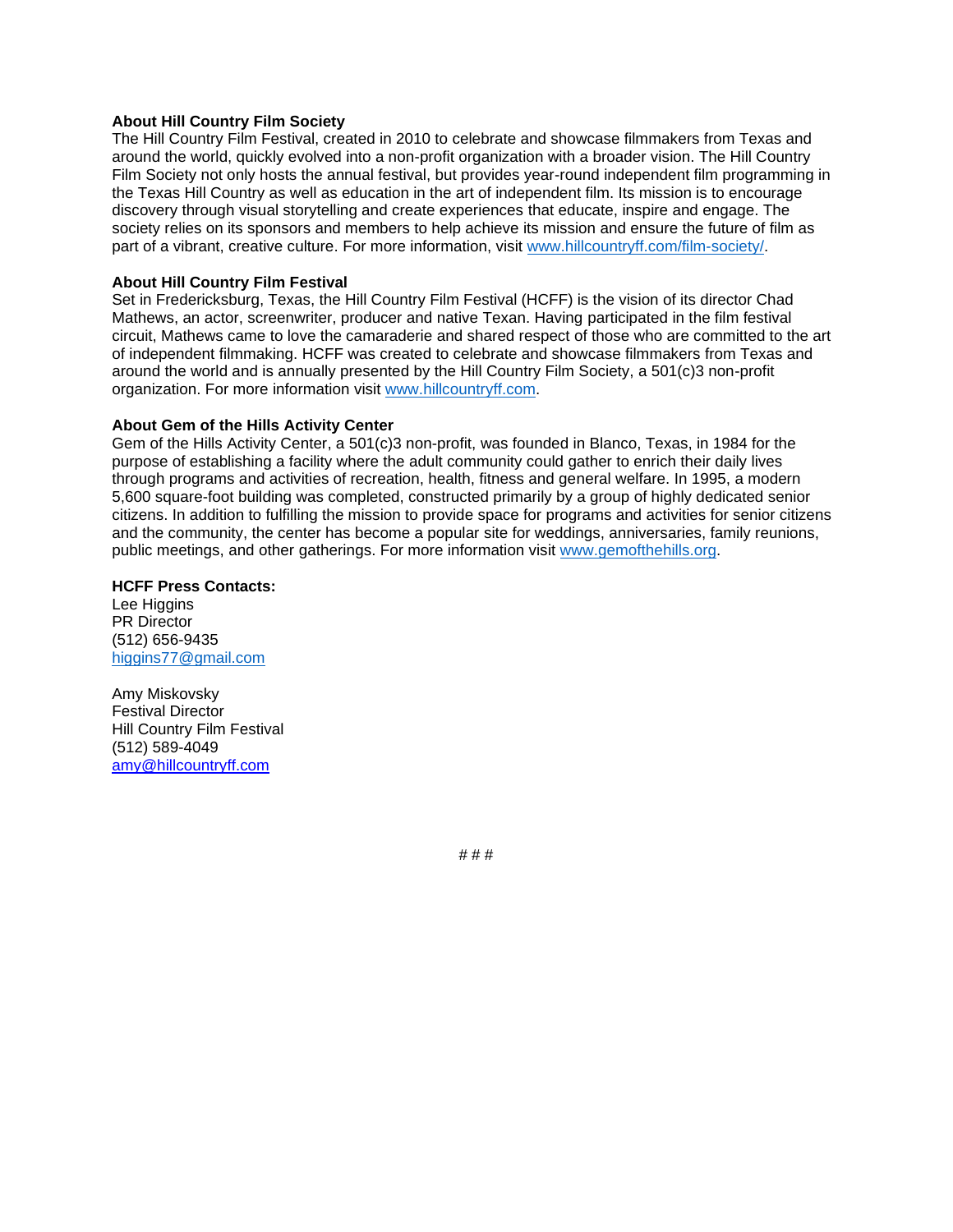**About Hill Country Film Society**

The Hill Country Film Festival, created in 2010 to celebrate and showcase filmmakers from Texas and around the world, quickly evolved into a non-profit organization with a broader vision. The Hill Country Film Society not only hosts the annual festival, but provides year-round independent film programming in the Texas Hill Country as well as education in the art of independent film. Its mission is to encourage discovery through visual storytelling and create experiences that educate, inspire and engage. The society relies on its sponsors and members to help achieve its mission and ensure the future of film as part of a vibrant, creative culture. For more information, visit www.hillcountryff.com/film-society/.

**About Hill Country Film Festival**

Set in Fredericksburg, Texas, the Hill Country Film Festival (HCFF) is the vision of its director Chad Mathews, an actor, screenwriter, producer and native Texan. Having participated in the film festival circuit, Mathews came to love the camaraderie and shared respect of those who are committed to the art of independent filmmaking. HCFF was created to celebrate and showcase filmmakers from Texas and around the world and is annually presented by the Hill Country Film Society, a 501(c)3 non-profit organization. For more information visit www.hillcountryff.com.

**About Gem of the Hills Activity Center**

Gem of the Hills Activity Center, a 501(c)3 non-profit, was founded in Blanco, Texas, in 1984 for the purpose of establishing a facility where the adult community could gather to enrich their daily lives through programs and activities of recreation, health, fitness and general welfare. In 1995, a modern 5,600 square-foot building was completed, constructed primarily by a group of highly dedicated senior citizens. In addition to fulfilling the mission to provide space for programs and activities for senior citizens and the community, the center has become a popular site for weddings, anniversaries, family reunions, public meetings, and other gatherings. For more information visit www.gemofthehills.org.

**HCFF Press Contacts:**

Lee Higgins
PR Director
(512) 656-9435
higgins77@gmail.com

Amy Miskovsky
Festival Director
Hill Country Film Festival
(512) 589-4049
amy@hillcountryff.com

# # #